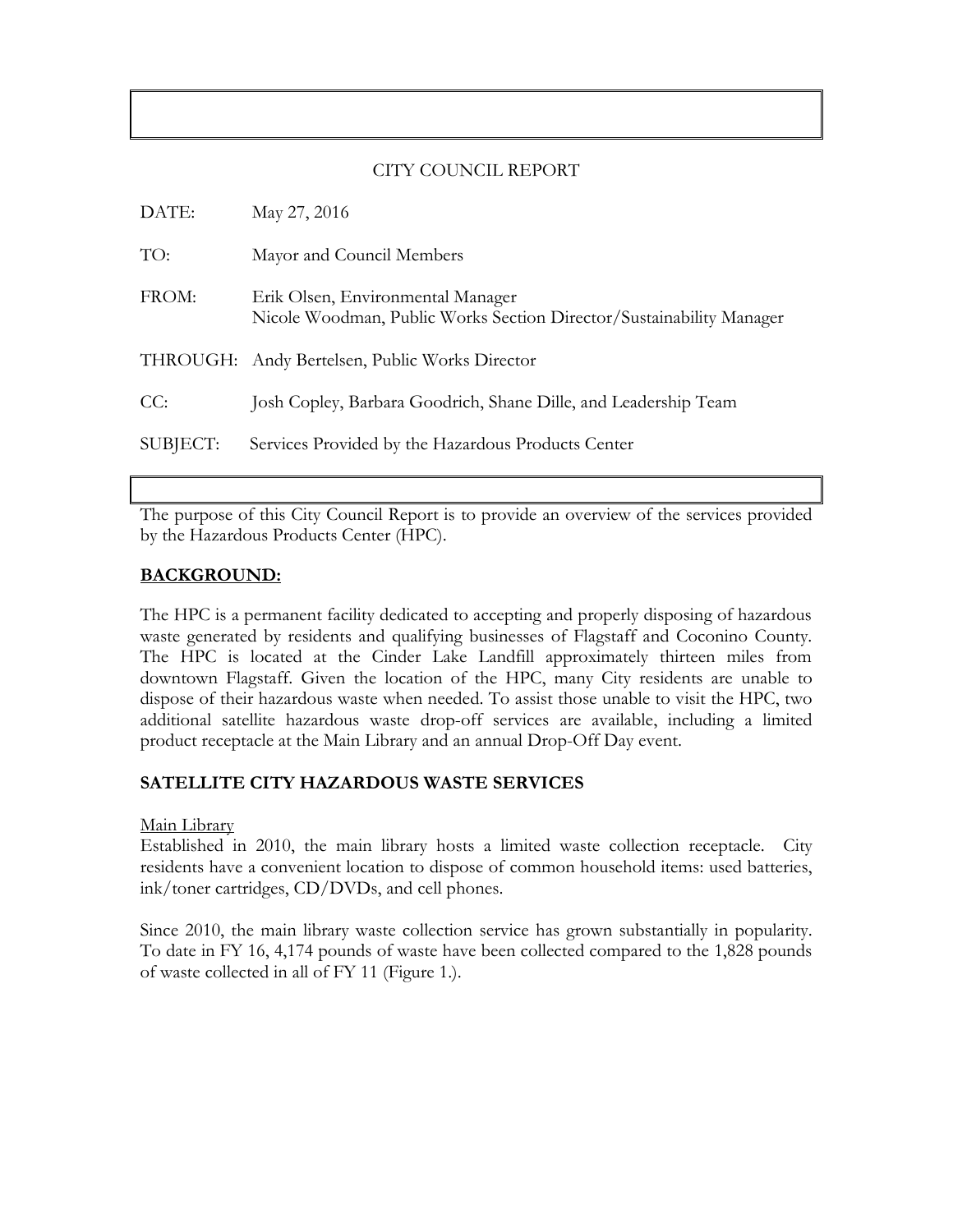CITY COUNCIL REPORT

DATE: May 27, 2016

TO: Mayor and Council Members

FROM: Erik Olsen, Environmental Manager
Nicole Woodman, Public Works Section Director/Sustainability Manager

THROUGH: Andy Bertelsen, Public Works Director

CC: Josh Copley, Barbara Goodrich, Shane Dille, and Leadership Team

SUBJECT: Services Provided by the Hazardous Products Center

The purpose of this City Council Report is to provide an overview of the services provided by the Hazardous Products Center (HPC).

## BACKGROUND:

The HPC is a permanent facility dedicated to accepting and properly disposing of hazardous waste generated by residents and qualifying businesses of Flagstaff and Coconino County. The HPC is located at the Cinder Lake Landfill approximately thirteen miles from downtown Flagstaff. Given the location of the HPC, many City residents are unable to dispose of their hazardous waste when needed. To assist those unable to visit the HPC, two additional satellite hazardous waste drop-off services are available, including a limited product receptacle at the Main Library and an annual Drop-Off Day event.

## SATELLITE CITY HAZARDOUS WASTE SERVICES

### Main Library

Established in 2010, the main library hosts a limited waste collection receptacle. City residents have a convenient location to dispose of common household items: used batteries, ink/toner cartridges, CD/DVDs, and cell phones.

Since 2010, the main library waste collection service has grown substantially in popularity. To date in FY 16, 4,174 pounds of waste have been collected compared to the 1,828 pounds of waste collected in all of FY 11 (Figure 1.).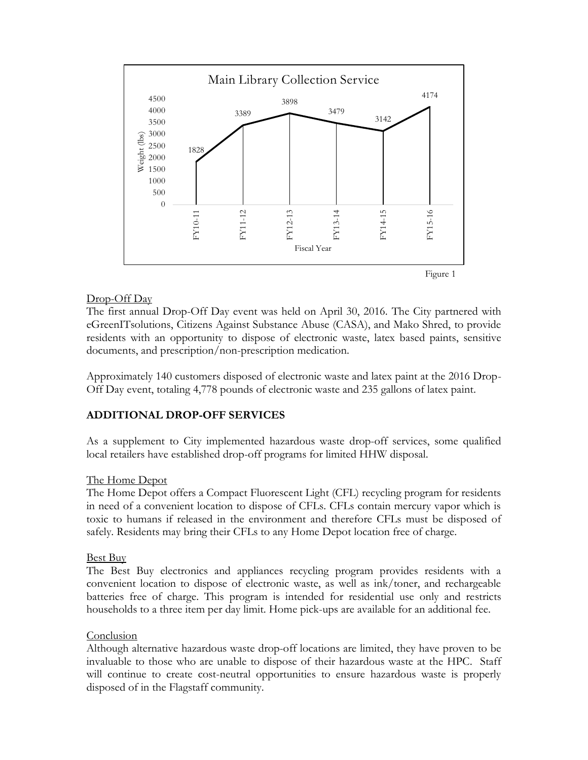Main Library Collection Service

Weight (lbs)

4500
4000
3500
3000
2500
2000
1500
1000
500
0

1828
3389
3898
3479
3142
4174

FY10-11
FY11-12
FY12-13
FY13-14
FY14-15
FY15-16

Fiscal Year

Figure 1

Drop-Off Day

The first annual Drop-Off Day event was held on April 30, 2016. The City partnered with eGreenITsolutions, Citizens Against Substance Abuse (CASA), and Mako Shred, to provide residents with an opportunity to dispose of electronic waste, latex based paints, sensitive documents, and prescription/non-prescription medication.

Approximately 140 customers disposed of electronic waste and latex paint at the 2016 Drop-Off Day event, totaling 4,778 pounds of electronic waste and 235 gallons of latex paint.

## ADDITIONAL DROP-OFF SERVICES

As a supplement to City implemented hazardous waste drop-off services, some qualified local retailers have established drop-off programs for limited HHW disposal.

The Home Depot

The Home Depot offers a Compact Fluorescent Light (CFL) recycling program for residents in need of a convenient location to dispose of CFLs. CFLs contain mercury vapor which is toxic to humans if released in the environment and therefore CFLs must be disposed of safely. Residents may bring their CFLs to any Home Depot location free of charge.

Best Buy

The Best Buy electronics and appliances recycling program provides residents with a convenient location to dispose of electronic waste, as well as ink/toner, and rechargeable batteries free of charge. This program is intended for residential use only and restricts households to a three item per day limit. Home pick-ups are available for an additional fee.

Conclusion

Although alternative hazardous waste drop-off locations are limited, they have proven to be invaluable to those who are unable to dispose of their hazardous waste at the HPC. Staff will continue to create cost-neutral opportunities to ensure hazardous waste is properly disposed of in the Flagstaff community.